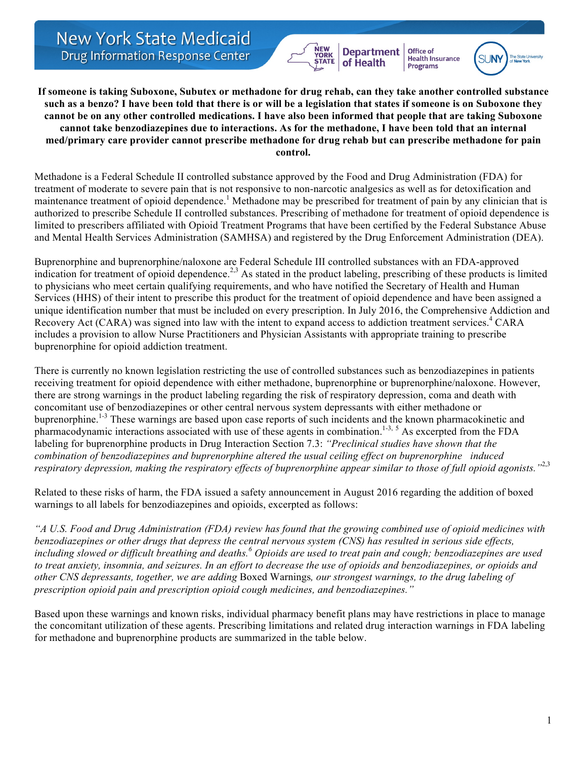# New York State Medicaid
## Drug Information Response Center

**If someone is taking Suboxone, Subutex or methadone for drug rehab, can they take another controlled substance such as a benzo? I have been told that there is or will be a legislation that states if someone is on Suboxone they cannot be on any other controlled medications. I have also been informed that people that are taking Suboxone cannot take benzodiazepines due to interactions. As for the methadone, I have been told that an internal med/primary care provider cannot prescribe methadone for drug rehab but can prescribe methadone for pain control.**

Methadone is a Federal Schedule II controlled substance approved by the Food and Drug Administration (FDA) for treatment of moderate to severe pain that is not responsive to non-narcotic analgesics as well as for detoxification and maintenance treatment of opioid dependence.[1] Methadone may be prescribed for treatment of pain by any clinician that is authorized to prescribe Schedule II controlled substances. Prescribing of methadone for treatment of opioid dependence is limited to prescribers affiliated with Opioid Treatment Programs that have been certified by the Federal Substance Abuse and Mental Health Services Administration (SAMHSA) and registered by the Drug Enforcement Administration (DEA).

Buprenorphine and buprenorphine/naloxone are Federal Schedule III controlled substances with an FDA-approved indication for treatment of opioid dependence.[2,3] As stated in the product labeling, prescribing of these products is limited to physicians who meet certain qualifying requirements, and who have notified the Secretary of Health and Human Services (HHS) of their intent to prescribe this product for the treatment of opioid dependence and have been assigned a unique identification number that must be included on every prescription. In July 2016, the Comprehensive Addiction and Recovery Act (CARA) was signed into law with the intent to expand access to addiction treatment services.[4] CARA includes a provision to allow Nurse Practitioners and Physician Assistants with appropriate training to prescribe buprenorphine for opioid addiction treatment.

There is currently no known legislation restricting the use of controlled substances such as benzodiazepines in patients receiving treatment for opioid dependence with either methadone, buprenorphine or buprenorphine/naloxone. However, there are strong warnings in the product labeling regarding the risk of respiratory depression, coma and death with concomitant use of benzodiazepines or other central nervous system depressants with either methadone or buprenorphine.[1-3] These warnings are based upon case reports of such incidents and the known pharmacokinetic and pharmacodynamic interactions associated with use of these agents in combination.[1-3, 5] As excerpted from the FDA labeling for buprenorphine products in Drug Interaction Section 7.3: *"Preclinical studies have shown that the combination of benzodiazepines and buprenorphine altered the usual ceiling effect on buprenorphine induced respiratory depression, making the respiratory effects of buprenorphine appear similar to those of full opioid agonists."*[2,3]

Related to these risks of harm, the FDA issued a safety announcement in August 2016 regarding the addition of boxed warnings to all labels for benzodiazepines and opioids, excerpted as follows:

*"A U.S. Food and Drug Administration (FDA) review has found that the growing combined use of opioid medicines with benzodiazepines or other drugs that depress the central nervous system (CNS) has resulted in serious side effects, including slowed or difficult breathing and deaths.[6] Opioids are used to treat pain and cough; benzodiazepines are used to treat anxiety, insomnia, and seizures. In an effort to decrease the use of opioids and benzodiazepines, or opioids and other CNS depressants, together, we are adding* Boxed Warnings*, our strongest warnings, to the drug labeling of prescription opioid pain and prescription opioid cough medicines, and benzodiazepines."*

Based upon these warnings and known risks, individual pharmacy benefit plans may have restrictions in place to manage the concomitant utilization of these agents. Prescribing limitations and related drug interaction warnings in FDA labeling for methadone and buprenorphine products are summarized in the table below.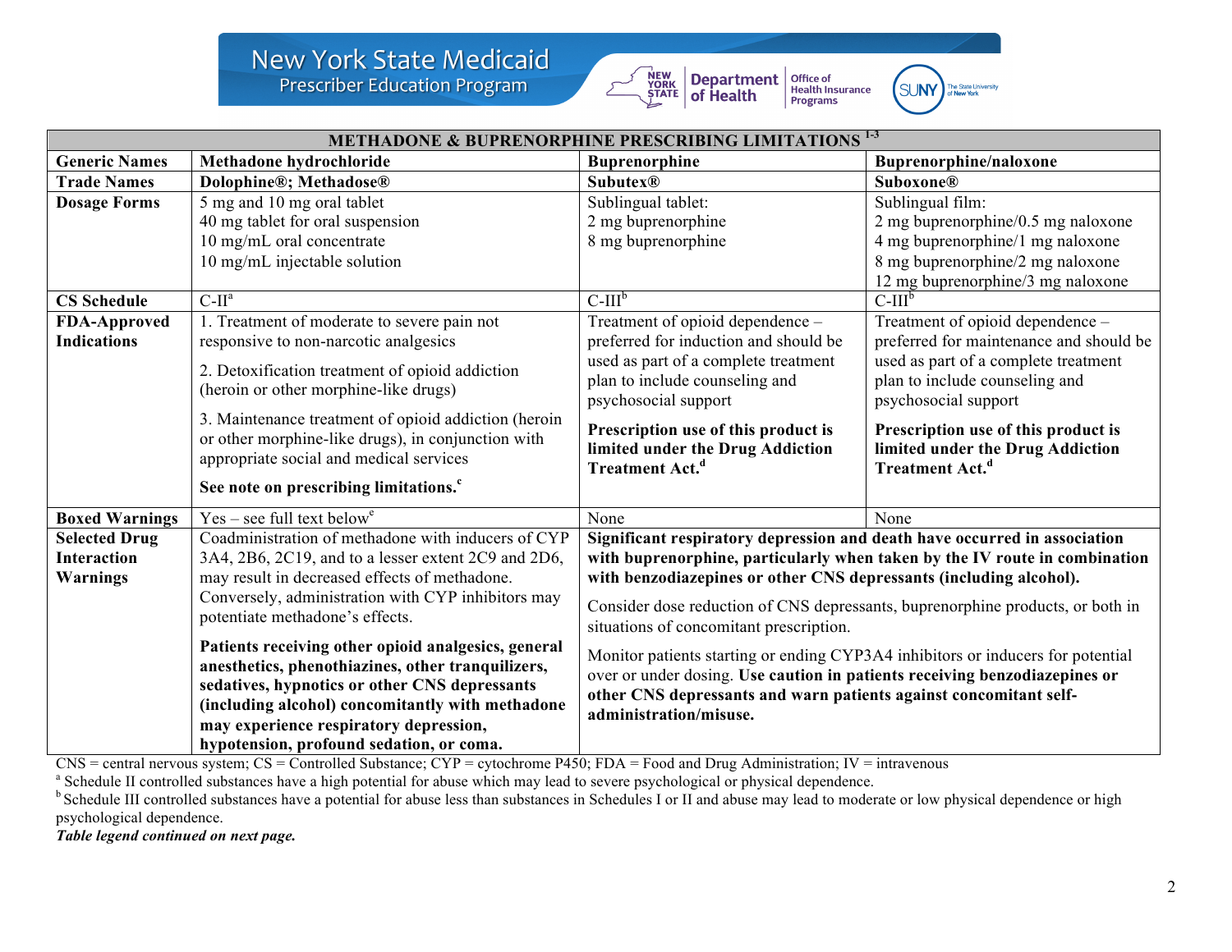New York State Medicaid
Prescriber Education Program

| METHADONE & BUPRENORPHINE PRESCRIBING LIMITATIONS [1-3] | | | |
|---|---|---|---|
| **Generic Names** | **Methadone hydrochloride** | **Buprenorphine** | **Buprenorphine/naloxone** |
| **Trade Names** | **Dolophine®; Methadose®** | **Subutex®** | **Suboxone®** |
| **Dosage Forms** | 5 mg and 10 mg oral tablet<br>40 mg tablet for oral suspension<br>10 mg/mL oral concentrate<br>10 mg/mL injectable solution | Sublingual tablet:<br>2 mg buprenorphine<br>8 mg buprenorphine | Sublingual film:<br>2 mg buprenorphine/0.5 mg naloxone<br>4 mg buprenorphine/1 mg naloxone<br>8 mg buprenorphine/2 mg naloxone<br>12 mg buprenorphine/3 mg naloxone |
| **CS Schedule** | C-II[a] | C-III[b] | C-III[b] |
| **FDA-Approved Indications** | 1. Treatment of moderate to severe pain not responsive to non-narcotic analgesics<br>2. Detoxification treatment of opioid addiction (heroin or other morphine-like drugs)<br>3. Maintenance treatment of opioid addiction (heroin or other morphine-like drugs), in conjunction with appropriate social and medical services<br>**See note on prescribing limitations.**[c] | Treatment of opioid dependence – preferred for induction and should be used as part of a complete treatment plan to include counseling and psychosocial support<br>**Prescription use of this product is limited under the Drug Addiction Treatment Act.**[d] | Treatment of opioid dependence – preferred for maintenance and should be used as part of a complete treatment plan to include counseling and psychosocial support<br>**Prescription use of this product is limited under the Drug Addiction Treatment Act.**[d] |
| **Boxed Warnings** | Yes – see full text below[e] | None | None |
| **Selected Drug Interaction Warnings** | Coadministration of methadone with inducers of CYP 3A4, 2B6, 2C19, and to a lesser extent 2C9 and 2D6, may result in decreased effects of methadone. Conversely, administration with CYP inhibitors may potentiate methadone's effects.<br>**Patients receiving other opioid analgesics, general anesthetics, phenothiazines, other tranquilizers, sedatives, hypnotics or other CNS depressants (including alcohol) concomitantly with methadone may experience respiratory depression, hypotension, profound sedation, or coma.** | **Significant respiratory depression and death have occurred in association with buprenorphine, particularly when taken by the IV route in combination with benzodiazepines or other CNS depressants (including alcohol).**<br>Consider dose reduction of CNS depressants, buprenorphine products, or both in situations of concomitant prescription.<br>Monitor patients starting or ending CYP3A4 inhibitors or inducers for potential over or under dosing. **Use caution in patients receiving benzodiazepines or other CNS depressants and warn patients against concomitant self-administration/misuse.** | |

CNS = central nervous system; CS = Controlled Substance; CYP = cytochrome P450; FDA = Food and Drug Administration; IV = intravenous

[a] Schedule II controlled substances have a high potential for abuse which may lead to severe psychological or physical dependence.

[b] Schedule III controlled substances have a potential for abuse less than substances in Schedules I or II and abuse may lead to moderate or low physical dependence or high psychological dependence.

***Table legend continued on next page.***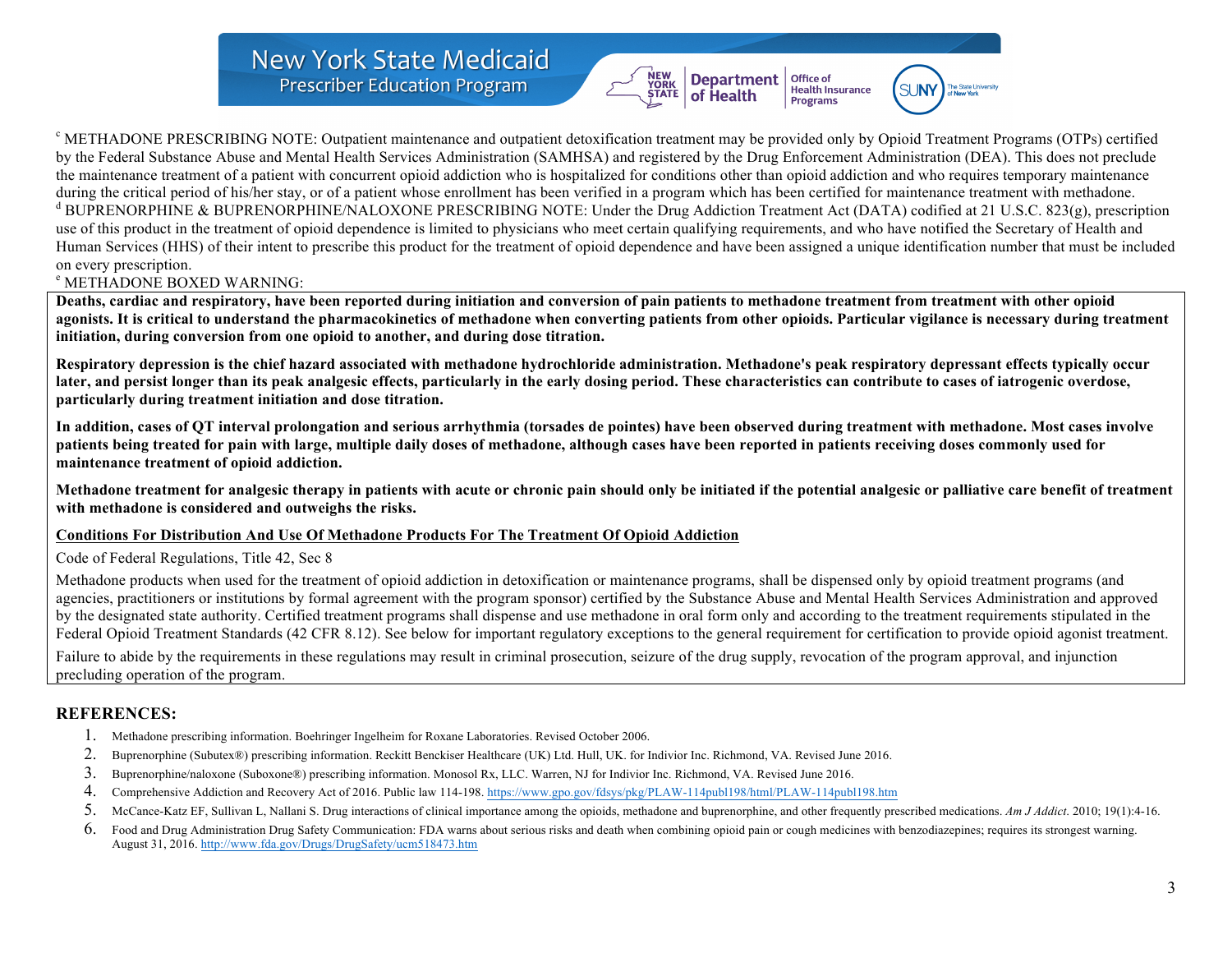[c] METHADONE PRESCRIBING NOTE: Outpatient maintenance and outpatient detoxification treatment may be provided only by Opioid Treatment Programs (OTPs) certified by the Federal Substance Abuse and Mental Health Services Administration (SAMHSA) and registered by the Drug Enforcement Administration (DEA). This does not preclude the maintenance treatment of a patient with concurrent opioid addiction who is hospitalized for conditions other than opioid addiction and who requires temporary maintenance during the critical period of his/her stay, or of a patient whose enrollment has been verified in a program which has been certified for maintenance treatment with methadone.

[d] BUPRENORPHINE & BUPRENORPHINE/NALOXONE PRESCRIBING NOTE: Under the Drug Addiction Treatment Act (DATA) codified at 21 U.S.C. 823(g), prescription use of this product in the treatment of opioid dependence is limited to physicians who meet certain qualifying requirements, and who have notified the Secretary of Health and Human Services (HHS) of their intent to prescribe this product for the treatment of opioid dependence and have been assigned a unique identification number that must be included on every prescription.

[e] METHADONE BOXED WARNING:

**Deaths, cardiac and respiratory, have been reported during initiation and conversion of pain patients to methadone treatment from treatment with other opioid agonists. It is critical to understand the pharmacokinetics of methadone when converting patients from other opioids. Particular vigilance is necessary during treatment initiation, during conversion from one opioid to another, and during dose titration.**

**Respiratory depression is the chief hazard associated with methadone hydrochloride administration. Methadone's peak respiratory depressant effects typically occur later, and persist longer than its peak analgesic effects, particularly in the early dosing period. These characteristics can contribute to cases of iatrogenic overdose, particularly during treatment initiation and dose titration.**

**In addition, cases of QT interval prolongation and serious arrhythmia (torsades de pointes) have been observed during treatment with methadone. Most cases involve patients being treated for pain with large, multiple daily doses of methadone, although cases have been reported in patients receiving doses commonly used for maintenance treatment of opioid addiction.**

**Methadone treatment for analgesic therapy in patients with acute or chronic pain should only be initiated if the potential analgesic or palliative care benefit of treatment with methadone is considered and outweighs the risks.**

**Conditions For Distribution And Use Of Methadone Products For The Treatment Of Opioid Addiction**

Code of Federal Regulations, Title 42, Sec 8

Methadone products when used for the treatment of opioid addiction in detoxification or maintenance programs, shall be dispensed only by opioid treatment programs (and agencies, practitioners or institutions by formal agreement with the program sponsor) certified by the Substance Abuse and Mental Health Services Administration and approved by the designated state authority. Certified treatment programs shall dispense and use methadone in oral form only and according to the treatment requirements stipulated in the Federal Opioid Treatment Standards (42 CFR 8.12). See below for important regulatory exceptions to the general requirement for certification to provide opioid agonist treatment.

Failure to abide by the requirements in these regulations may result in criminal prosecution, seizure of the drug supply, revocation of the program approval, and injunction precluding operation of the program.

## REFERENCES:

1. Methadone prescribing information. Boehringer Ingelheim for Roxane Laboratories. Revised October 2006.
2. Buprenorphine (Subutex®) prescribing information. Reckitt Benckiser Healthcare (UK) Ltd. Hull, UK. for Indivior Inc. Richmond, VA. Revised June 2016.
3. Buprenorphine/naloxone (Suboxone®) prescribing information. Monosol Rx, LLC. Warren, NJ for Indivior Inc. Richmond, VA. Revised June 2016.
4. Comprehensive Addiction and Recovery Act of 2016. Public law 114-198. https://www.gpo.gov/fdsys/pkg/PLAW-114publ198/html/PLAW-114publ198.htm
5. McCance-Katz EF, Sullivan L, Nallani S. Drug interactions of clinical importance among the opioids, methadone and buprenorphine, and other frequently prescribed medications. *Am J Addict*. 2010; 19(1):4-16.
6. Food and Drug Administration Drug Safety Communication: FDA warns about serious risks and death when combining opioid pain or cough medicines with benzodiazepines; requires its strongest warning. August 31, 2016. http://www.fda.gov/Drugs/DrugSafety/ucm518473.htm